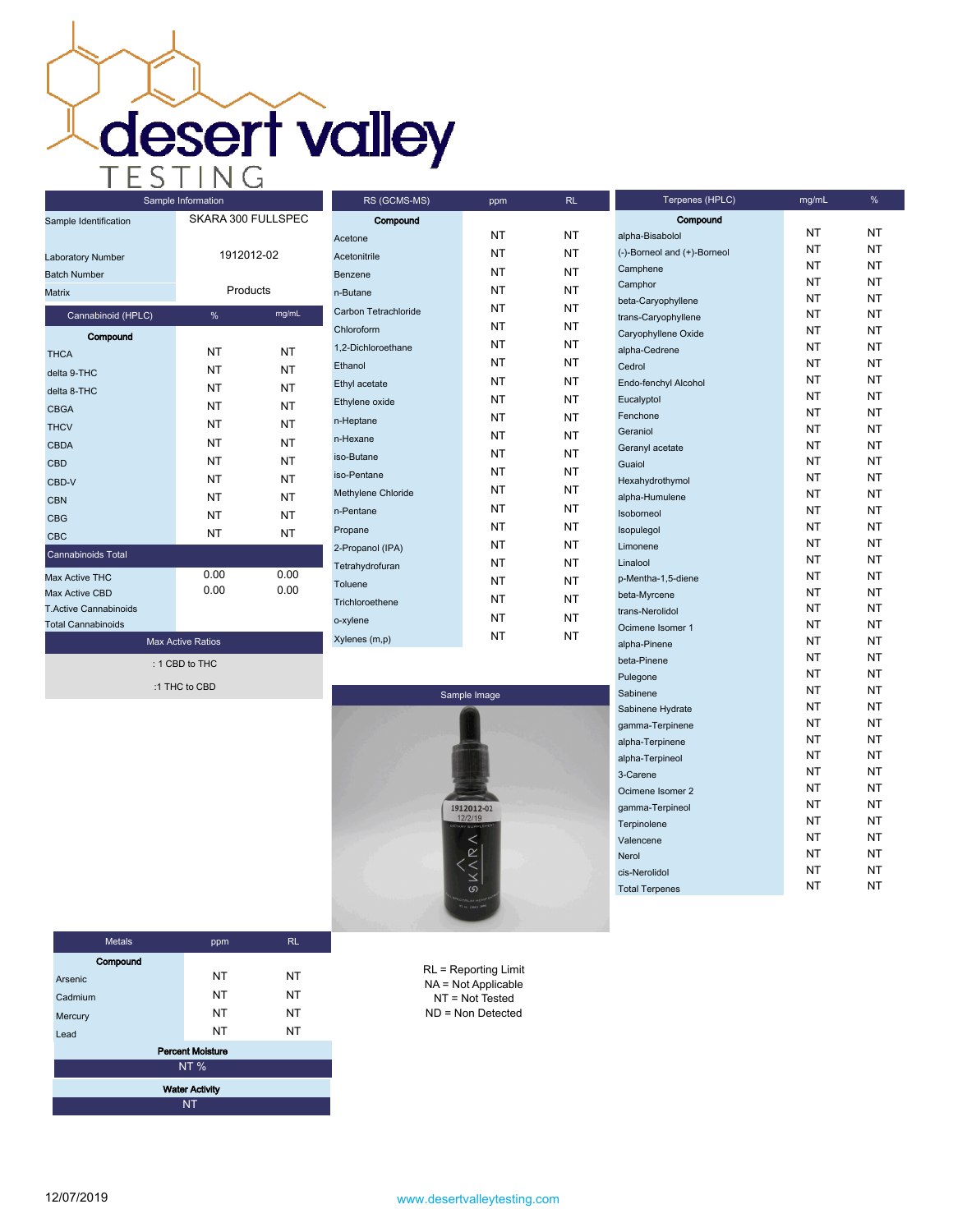# desert valley TESTING

| Sample Information | |
|---|---|
| Sample Identification | SKARA 300 FULLSPEC |
| Laboratory Number | 1912012-02 |
| Batch Number | |
| Matrix | Products |

| Cannabinoid (HPLC) | % | mg/mL |
|---|---|---|
| **Compound** | | |
| THCA | NT | NT |
| delta 9-THC | NT | NT |
| delta 8-THC | NT | NT |
| CBGA | NT | NT |
| THCV | NT | NT |
| CBDA | NT | NT |
| CBD | NT | NT |
| CBD-V | NT | NT |
| CBN | NT | NT |
| CBG | NT | NT |
| CBC | NT | NT |
| Cannabinoids Total | | |
| Max Active THC | 0.00 | 0.00 |
| Max Active CBD | 0.00 | 0.00 |
| T.Active Cannabinoids | | |
| Total Cannabinoids | | |

| Max Active Ratios |
|---|
| : 1 CBD to THC |
| :1 THC to CBD |

| RS (GCMS-MS) | ppm | RL |
|---|---|---|
| **Compound** | | |
| Acetone | NT | NT |
| Acetonitrile | NT | NT |
| Benzene | NT | NT |
| n-Butane | NT | NT |
| Carbon Tetrachloride | NT | NT |
| Chloroform | NT | NT |
| 1,2-Dichloroethane | NT | NT |
| Ethanol | NT | NT |
| Ethyl acetate | NT | NT |
| Ethylene oxide | NT | NT |
| n-Heptane | NT | NT |
| n-Hexane | NT | NT |
| iso-Butane | NT | NT |
| iso-Pentane | NT | NT |
| Methylene Chloride | NT | NT |
| n-Pentane | NT | NT |
| Propane | NT | NT |
| 2-Propanol (IPA) | NT | NT |
| Tetrahydrofuran | NT | NT |
| Toluene | NT | NT |
| Trichloroethene | NT | NT |
| o-xylene | NT | NT |
| Xylenes (m,p) | NT | NT |

Sample Image

| Terpenes (HPLC) | mg/mL | % |
|---|---|---|
| **Compound** | | |
| alpha-Bisabolol | NT | NT |
| (-)-Borneol and (+)-Borneol | NT | NT |
| Camphene | NT | NT |
| Camphor | NT | NT |
| beta-Caryophyllene | NT | NT |
| trans-Caryophyllene | NT | NT |
| Caryophyllene Oxide | NT | NT |
| alpha-Cedrene | NT | NT |
| Cedrol | NT | NT |
| Endo-fenchyl Alcohol | NT | NT |
| Eucalyptol | NT | NT |
| Fenchone | NT | NT |
| Geraniol | NT | NT |
| Geranyl acetate | NT | NT |
| Guaiol | NT | NT |
| Hexahydrothymol | NT | NT |
| alpha-Humulene | NT | NT |
| Isoborneol | NT | NT |
| Isopulegol | NT | NT |
| Limonene | NT | NT |
| Linalool | NT | NT |
| p-Mentha-1,5-diene | NT | NT |
| beta-Myrcene | NT | NT |
| trans-Nerolidol | NT | NT |
| Ocimene Isomer 1 | NT | NT |
| alpha-Pinene | NT | NT |
| beta-Pinene | NT | NT |
| Pulegone | NT | NT |
| Sabinene | NT | NT |
| Sabinene Hydrate | NT | NT |
| gamma-Terpinene | NT | NT |
| alpha-Terpinene | NT | NT |
| alpha-Terpineol | NT | NT |
| 3-Carene | NT | NT |
| Ocimene Isomer 2 | NT | NT |
| gamma-Terpineol | NT | NT |
| Terpinolene | NT | NT |
| Valencene | NT | NT |
| Nerol | NT | NT |
| cis-Nerolidol | NT | NT |
| Total Terpenes | NT | NT |

| Metals | ppm | RL |
|---|---|---|
| **Compound** | | |
| Arsenic | NT | NT |
| Cadmium | NT | NT |
| Mercury | NT | NT |
| Lead | NT | NT |

| Percent Moisture |
|---|
| NT % |

| Water Activity |
|---|
| NT |

RL = Reporting Limit
NA = Not Applicable
NT = Not Tested
ND = Non Detected

12/07/2019

www.desertvalleytesting.com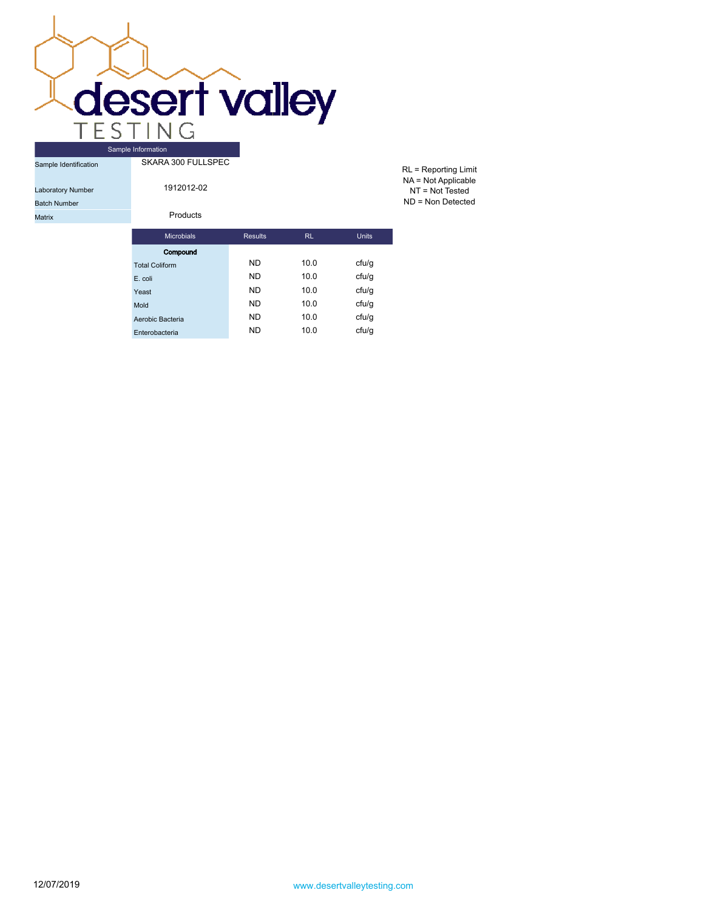desert valley
TESTING

| Sample Information | |
|---|---|
| Sample Identification | SKARA 300 FULLSPEC |
| Laboratory Number | 1912012-02 |
| Batch Number | |
| Matrix | Products |

RL = Reporting Limit
NA = Not Applicable
NT = Not Tested
ND = Non Detected

| Microbials | Results | RL | Units |
|---|---|---|---|
| **Compound** | | | |
| Total Coliform | ND | 10.0 | cfu/g |
| E. coli | ND | 10.0 | cfu/g |
| Yeast | ND | 10.0 | cfu/g |
| Mold | ND | 10.0 | cfu/g |
| Aerobic Bacteria | ND | 10.0 | cfu/g |
| Enterobacteria | ND | 10.0 | cfu/g |

12/07/2019

www.desertvalleytesting.com